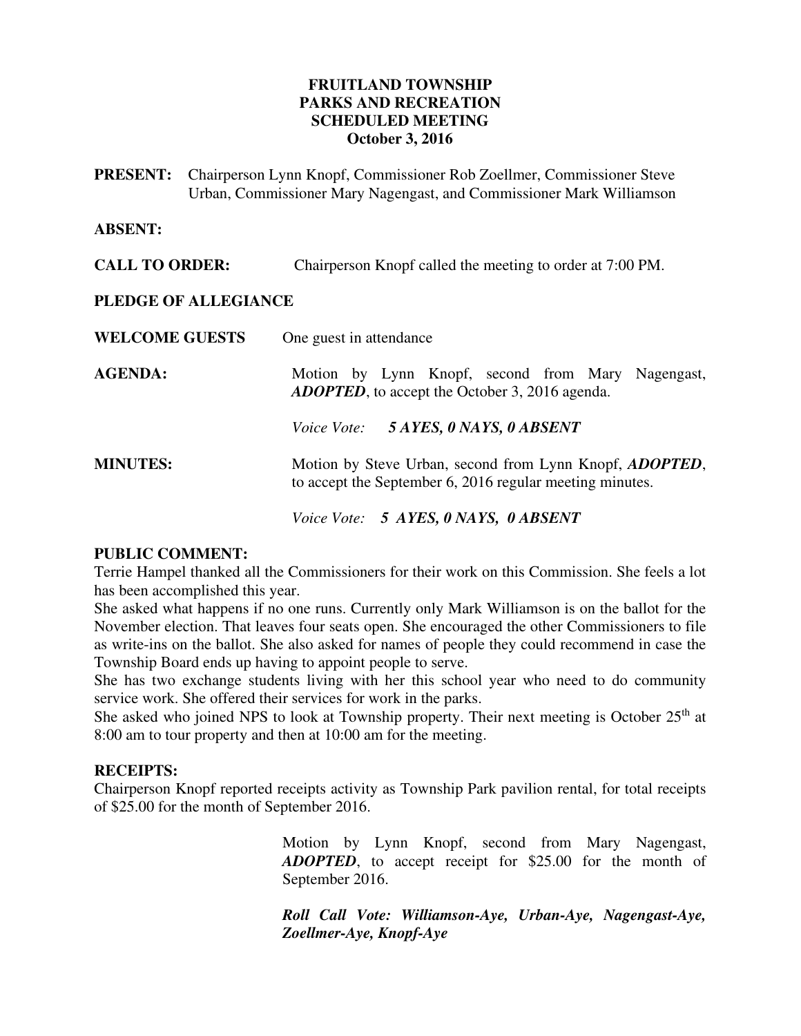# FRUITLAND TOWNSHIP
# PARKS AND RECREATION
# SCHEDULED MEETING
# October 3, 2016

**PRESENT:** Chairperson Lynn Knopf, Commissioner Rob Zoellmer, Commissioner Steve Urban, Commissioner Mary Nagengast, and Commissioner Mark Williamson

**ABSENT:**

**CALL TO ORDER:** Chairperson Knopf called the meeting to order at 7:00 PM.

**PLEDGE OF ALLEGIANCE**

**WELCOME GUESTS** One guest in attendance

**AGENDA:** Motion by Lynn Knopf, second from Mary Nagengast, ***ADOPTED***, to accept the October 3, 2016 agenda.

*Voice Vote:* ***5 AYES, 0 NAYS, 0 ABSENT***

**MINUTES:** Motion by Steve Urban, second from Lynn Knopf, ***ADOPTED***, to accept the September 6, 2016 regular meeting minutes.

*Voice Vote:* ***5 AYES, 0 NAYS, 0 ABSENT***

**PUBLIC COMMENT:**

Terrie Hampel thanked all the Commissioners for their work on this Commission. She feels a lot has been accomplished this year.

She asked what happens if no one runs. Currently only Mark Williamson is on the ballot for the November election. That leaves four seats open. She encouraged the other Commissioners to file as write-ins on the ballot. She also asked for names of people they could recommend in case the Township Board ends up having to appoint people to serve.

She has two exchange students living with her this school year who need to do community service work. She offered their services for work in the parks.

She asked who joined NPS to look at Township property. Their next meeting is October 25th at 8:00 am to tour property and then at 10:00 am for the meeting.

**RECEIPTS:**

Chairperson Knopf reported receipts activity as Township Park pavilion rental, for total receipts of $25.00 for the month of September 2016.

Motion by Lynn Knopf, second from Mary Nagengast, ***ADOPTED***, to accept receipt for $25.00 for the month of September 2016.

***Roll Call Vote: Williamson-Aye, Urban-Aye, Nagengast-Aye, Zoellmer-Aye, Knopf-Aye***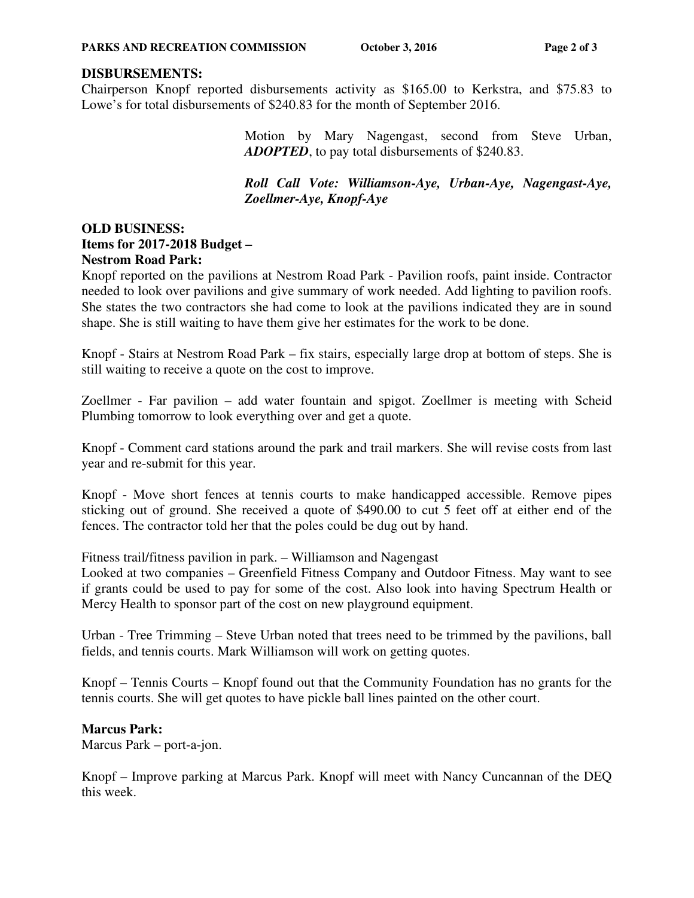**DISBURSEMENTS:**

Chairperson Knopf reported disbursements activity as $165.00 to Kerkstra, and $75.83 to Lowe's for total disbursements of $240.83 for the month of September 2016.

> Motion by Mary Nagengast, second from Steve Urban, ***ADOPTED***, to pay total disbursements of $240.83.
>
> ***Roll Call Vote: Williamson-Aye, Urban-Aye, Nagengast-Aye, Zoellmer-Aye, Knopf-Aye***

**OLD BUSINESS:**

**Items for 2017-2018 Budget –**

**Nestrom Road Park:**

Knopf reported on the pavilions at Nestrom Road Park - Pavilion roofs, paint inside. Contractor needed to look over pavilions and give summary of work needed. Add lighting to pavilion roofs. She states the two contractors she had come to look at the pavilions indicated they are in sound shape. She is still waiting to have them give her estimates for the work to be done.

Knopf - Stairs at Nestrom Road Park – fix stairs, especially large drop at bottom of steps. She is still waiting to receive a quote on the cost to improve.

Zoellmer - Far pavilion – add water fountain and spigot. Zoellmer is meeting with Scheid Plumbing tomorrow to look everything over and get a quote.

Knopf - Comment card stations around the park and trail markers. She will revise costs from last year and re-submit for this year.

Knopf - Move short fences at tennis courts to make handicapped accessible. Remove pipes sticking out of ground. She received a quote of $490.00 to cut 5 feet off at either end of the fences. The contractor told her that the poles could be dug out by hand.

Fitness trail/fitness pavilion in park. – Williamson and Nagengast

Looked at two companies – Greenfield Fitness Company and Outdoor Fitness. May want to see if grants could be used to pay for some of the cost. Also look into having Spectrum Health or Mercy Health to sponsor part of the cost on new playground equipment.

Urban - Tree Trimming – Steve Urban noted that trees need to be trimmed by the pavilions, ball fields, and tennis courts. Mark Williamson will work on getting quotes.

Knopf – Tennis Courts – Knopf found out that the Community Foundation has no grants for the tennis courts. She will get quotes to have pickle ball lines painted on the other court.

**Marcus Park:**

Marcus Park – port-a-jon.

Knopf – Improve parking at Marcus Park. Knopf will meet with Nancy Cuncannan of the DEQ this week.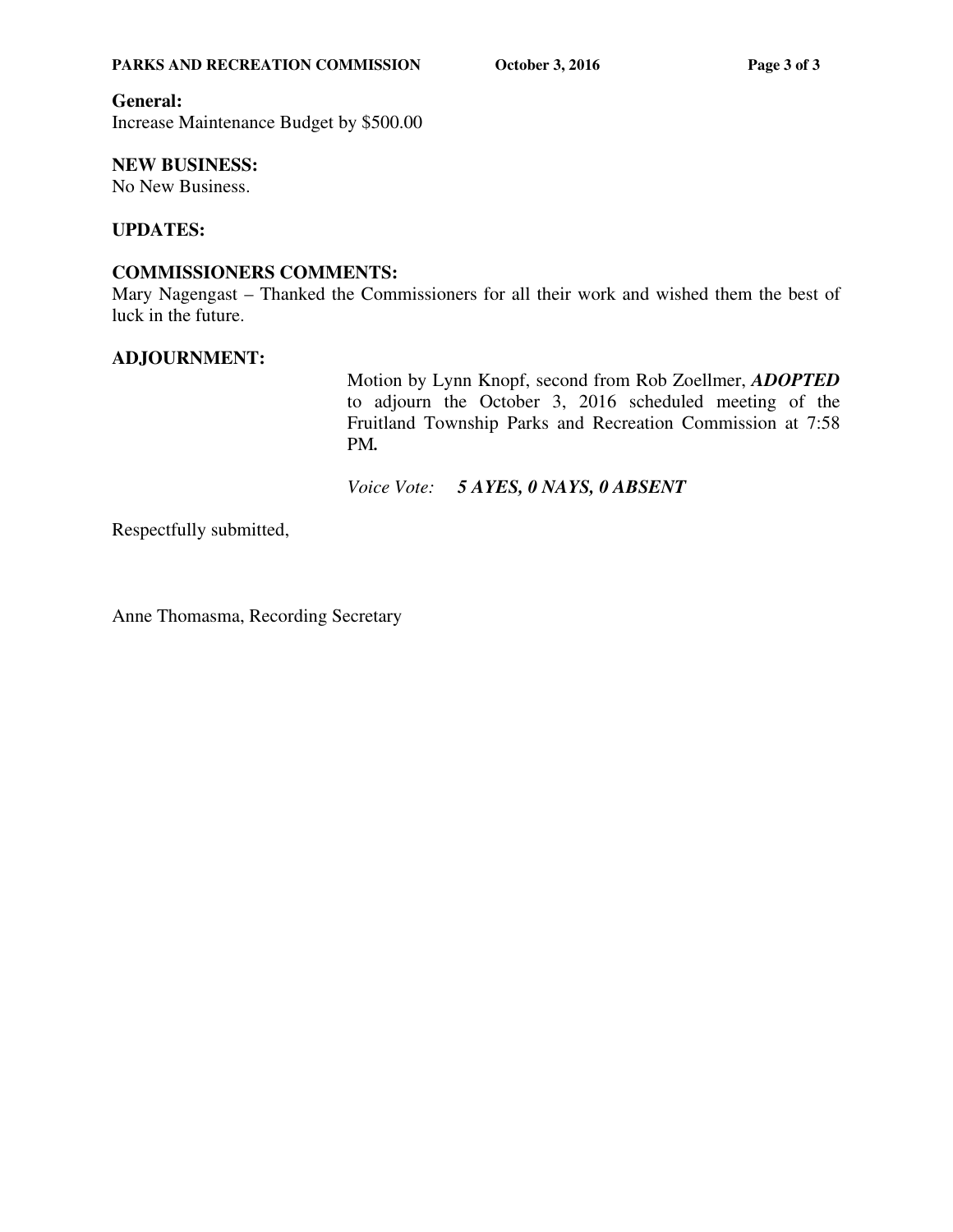**General:**
Increase Maintenance Budget by $500.00

**NEW BUSINESS:**
No New Business.

**UPDATES:**

**COMMISSIONERS COMMENTS:**
Mary Nagengast – Thanked the Commissioners for all their work and wished them the best of luck in the future.

**ADJOURNMENT:**

Motion by Lynn Knopf, second from Rob Zoellmer, ***ADOPTED*** to adjourn the October 3, 2016 scheduled meeting of the Fruitland Township Parks and Recreation Commission at 7:58 PM.

*Voice Vote:* ***5 AYES, 0 NAYS, 0 ABSENT***

Respectfully submitted,

Anne Thomasma, Recording Secretary